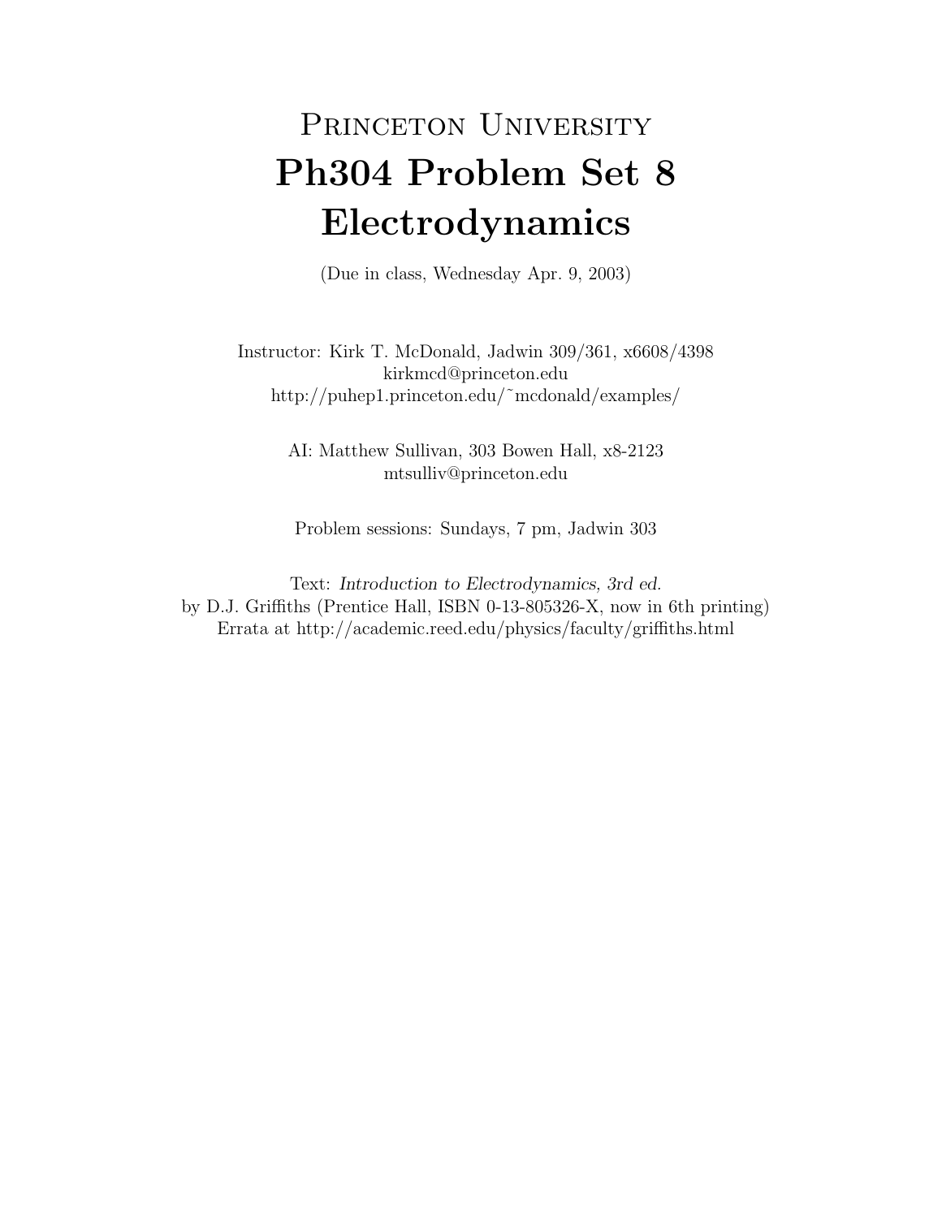# Princeton University

# Ph304 Problem Set 8

# Electrodynamics

(Due in class, Wednesday Apr. 9, 2003)

Instructor: Kirk T. McDonald, Jadwin 309/361, x6608/4398
kirkmcd@princeton.edu
http://puhep1.princeton.edu/~mcdonald/examples/

AI: Matthew Sullivan, 303 Bowen Hall, x8-2123
mtsulliv@princeton.edu

Problem sessions: Sundays, 7 pm, Jadwin 303

Text: *Introduction to Electrodynamics, 3rd ed.*
by D.J. Griffiths (Prentice Hall, ISBN 0-13-805326-X, now in 6th printing)
Errata at http://academic.reed.edu/physics/faculty/griffiths.html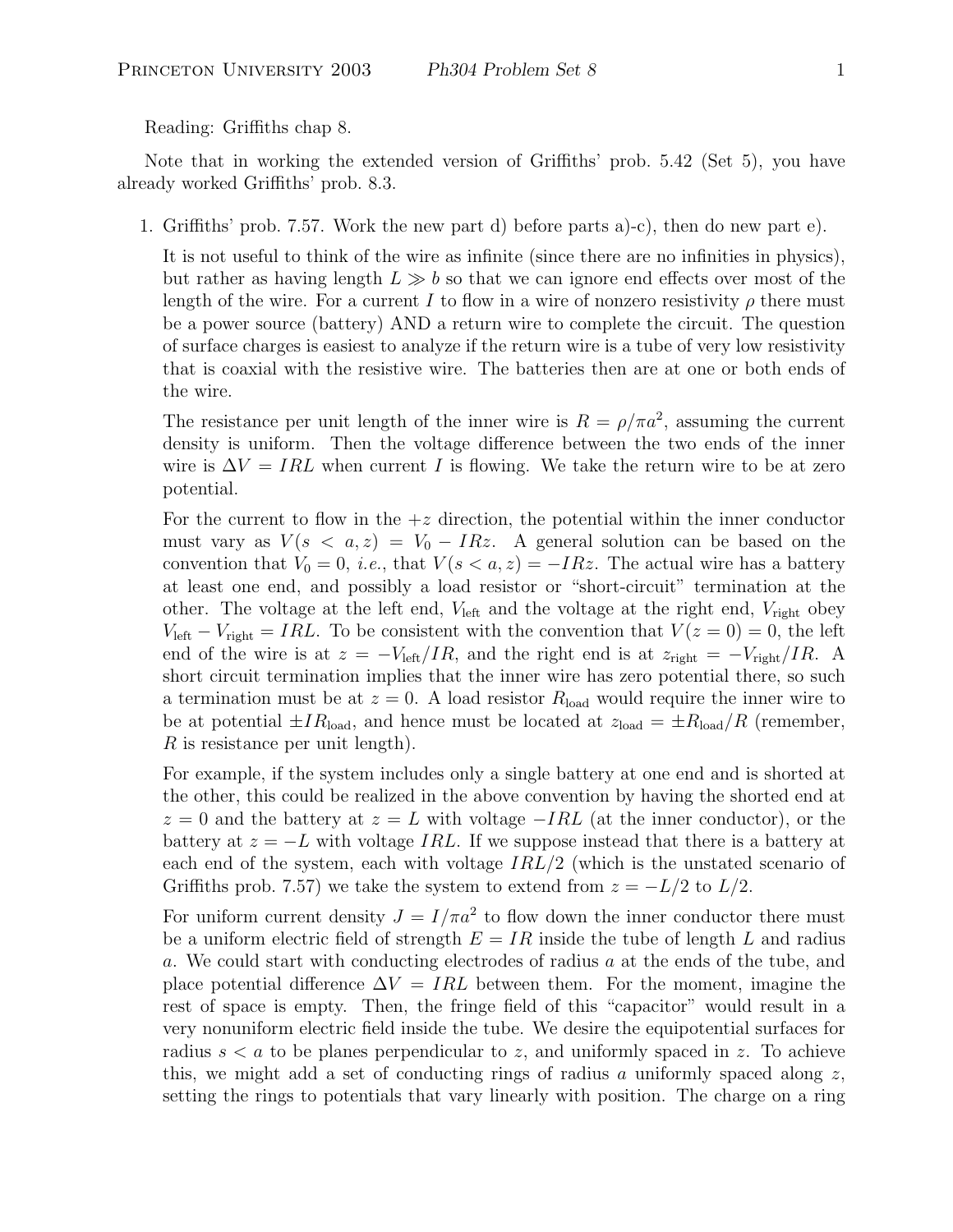Reading: Griffiths chap 8.

Note that in working the extended version of Griffiths' prob. 5.42 (Set 5), you have already worked Griffiths' prob. 8.3.

1. Griffiths' prob. 7.57. Work the new part d) before parts a)-c), then do new part e).

   It is not useful to think of the wire as infinite (since there are no infinities in physics), but rather as having length $L \gg b$ so that we can ignore end effects over most of the length of the wire. For a current $I$ to flow in a wire of nonzero resistivity $\rho$ there must be a power source (battery) AND a return wire to complete the circuit. The question of surface charges is easiest to analyze if the return wire is a tube of very low resistivity that is coaxial with the resistive wire. The batteries then are at one or both ends of the wire.

   The resistance per unit length of the inner wire is $R = \rho/\pi a^2$, assuming the current density is uniform. Then the voltage difference between the two ends of the inner wire is $\Delta V = IRL$ when current $I$ is flowing. We take the return wire to be at zero potential.

   For the current to flow in the $+z$ direction, the potential within the inner conductor must vary as $V(s < a, z) = V_0 - IRz$. A general solution can be based on the convention that $V_0 = 0$, *i.e.*, that $V(s < a, z) = -IRz$. The actual wire has a battery at least one end, and possibly a load resistor or "short-circuit" termination at the other. The voltage at the left end, $V_{\rm left}$ and the voltage at the right end, $V_{\rm right}$ obey $V_{\rm left} - V_{\rm right} = IRL$. To be consistent with the convention that $V(z = 0) = 0$, the left end of the wire is at $z = -V_{\rm left}/IR$, and the right end is at $z_{\rm right} = -V_{\rm right}/IR$. A short circuit termination implies that the inner wire has zero potential there, so such a termination must be at $z = 0$. A load resistor $R_{\rm load}$ would require the inner wire to be at potential $\pm IR_{\rm load}$, and hence must be located at $z_{\rm load} = \pm R_{\rm load}/R$ (remember, $R$ is resistance per unit length).

   For example, if the system includes only a single battery at one end and is shorted at the other, this could be realized in the above convention by having the shorted end at $z = 0$ and the battery at $z = L$ with voltage $-IRL$ (at the inner conductor), or the battery at $z = -L$ with voltage $IRL$. If we suppose instead that there is a battery at each end of the system, each with voltage $IRL/2$ (which is the unstated scenario of Griffiths prob. 7.57) we take the system to extend from $z = -L/2$ to $L/2$.

   For uniform current density $J = I/\pi a^2$ to flow down the inner conductor there must be a uniform electric field of strength $E = IR$ inside the tube of length $L$ and radius $a$. We could start with conducting electrodes of radius $a$ at the ends of the tube, and place potential difference $\Delta V = IRL$ between them. For the moment, imagine the rest of space is empty. Then, the fringe field of this "capacitor" would result in a very nonuniform electric field inside the tube. We desire the equipotential surfaces for radius $s < a$ to be planes perpendicular to $z$, and uniformly spaced in $z$. To achieve this, we might add a set of conducting rings of radius $a$ uniformly spaced along $z$, setting the rings to potentials that vary linearly with position. The charge on a ring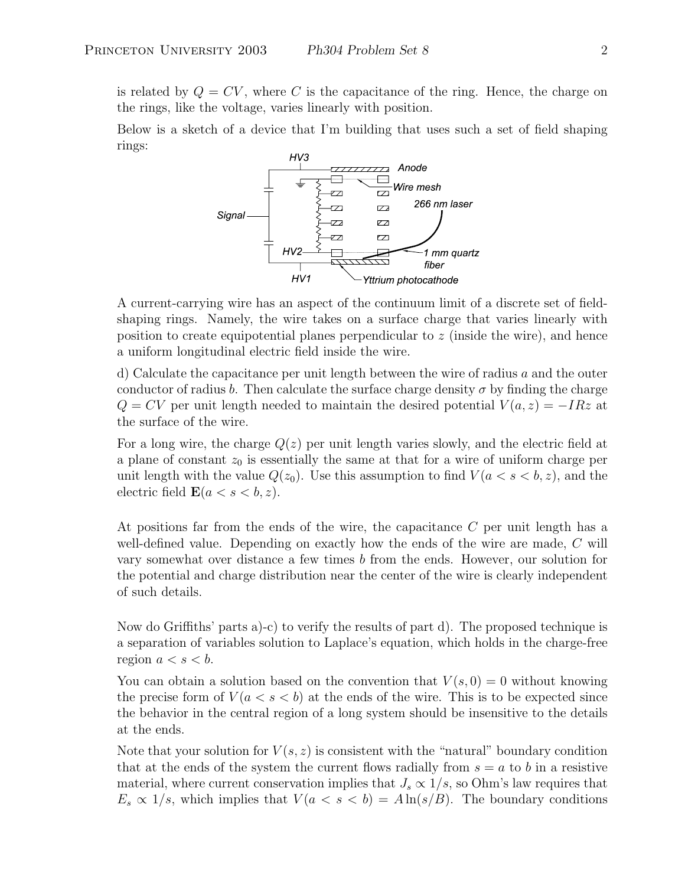is related by $Q = CV$, where $C$ is the capacitance of the ring. Hence, the charge on the rings, like the voltage, varies linearly with position.

Below is a sketch of a device that I'm building that uses such a set of field shaping rings:

A current-carrying wire has an aspect of the continuum limit of a discrete set of field-shaping rings. Namely, the wire takes on a surface charge that varies linearly with position to create equipotential planes perpendicular to $z$ (inside the wire), and hence a uniform longitudinal electric field inside the wire.

d) Calculate the capacitance per unit length between the wire of radius $a$ and the outer conductor of radius $b$. Then calculate the surface charge density $\sigma$ by finding the charge $Q = CV$ per unit length needed to maintain the desired potential $V(a, z) = -IRz$ at the surface of the wire.

For a long wire, the charge $Q(z)$ per unit length varies slowly, and the electric field at a plane of constant $z_0$ is essentially the same at that for a wire of uniform charge per unit length with the value $Q(z_0)$. Use this assumption to find $V(a < s < b, z)$, and the electric field $\mathbf{E}(a < s < b, z)$.

At positions far from the ends of the wire, the capacitance $C$ per unit length has a well-defined value. Depending on exactly how the ends of the wire are made, $C$ will vary somewhat over distance a few times $b$ from the ends. However, our solution for the potential and charge distribution near the center of the wire is clearly independent of such details.

Now do Griffiths' parts a)-c) to verify the results of part d). The proposed technique is a separation of variables solution to Laplace's equation, which holds in the charge-free region $a < s < b$.

You can obtain a solution based on the convention that $V(s, 0) = 0$ without knowing the precise form of $V(a < s < b)$ at the ends of the wire. This is to be expected since the behavior in the central region of a long system should be insensitive to the details at the ends.

Note that your solution for $V(s, z)$ is consistent with the "natural" boundary condition that at the ends of the system the current flows radially from $s = a$ to $b$ in a resistive material, where current conservation implies that $J_s \propto 1/s$, so Ohm's law requires that $E_s \propto 1/s$, which implies that $V(a < s < b) = A \ln(s/B)$. The boundary conditions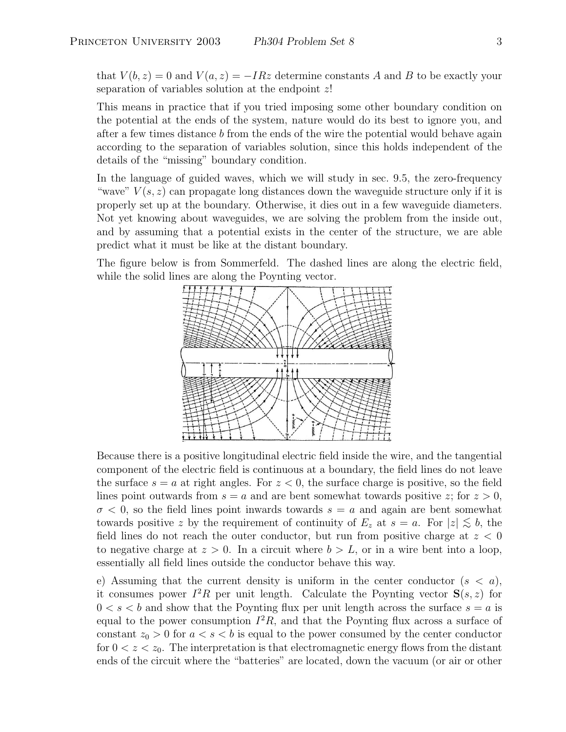that $V(b, z) = 0$ and $V(a, z) = -IRz$ determine constants $A$ and $B$ to be exactly your separation of variables solution at the endpoint $z$!

This means in practice that if you tried imposing some other boundary condition on the potential at the ends of the system, nature would do its best to ignore you, and after a few times distance $b$ from the ends of the wire the potential would behave again according to the separation of variables solution, since this holds independent of the details of the "missing" boundary condition.

In the language of guided waves, which we will study in sec. 9.5, the zero-frequency "wave" $V(s, z)$ can propagate long distances down the waveguide structure only if it is properly set up at the boundary. Otherwise, it dies out in a few waveguide diameters. Not yet knowing about waveguides, we are solving the problem from the inside out, and by assuming that a potential exists in the center of the structure, we are able predict what it must be like at the distant boundary.

The figure below is from Sommerfeld. The dashed lines are along the electric field, while the solid lines are along the Poynting vector.

Because there is a positive longitudinal electric field inside the wire, and the tangential component of the electric field is continuous at a boundary, the field lines do not leave the surface $s = a$ at right angles. For $z < 0$, the surface charge is positive, so the field lines point outwards from $s = a$ and are bent somewhat towards positive $z$; for $z > 0$, $\sigma < 0$, so the field lines point inwards towards $s = a$ and again are bent somewhat towards positive $z$ by the requirement of continuity of $E_z$ at $s = a$. For $|z| \lesssim b$, the field lines do not reach the outer conductor, but run from positive charge at $z < 0$ to negative charge at $z > 0$. In a circuit where $b > L$, or in a wire bent into a loop, essentially all field lines outside the conductor behave this way.

e) Assuming that the current density is uniform in the center conductor ($s < a$), it consumes power $I^2R$ per unit length. Calculate the Poynting vector $\mathbf{S}(s, z)$ for $0 < s < b$ and show that the Poynting flux per unit length across the surface $s = a$ is equal to the power consumption $I^2R$, and that the Poynting flux across a surface of constant $z_0 > 0$ for $a < s < b$ is equal to the power consumed by the center conductor for $0 < z < z_0$. The interpretation is that electromagnetic energy flows from the distant ends of the circuit where the "batteries" are located, down the vacuum (or air or other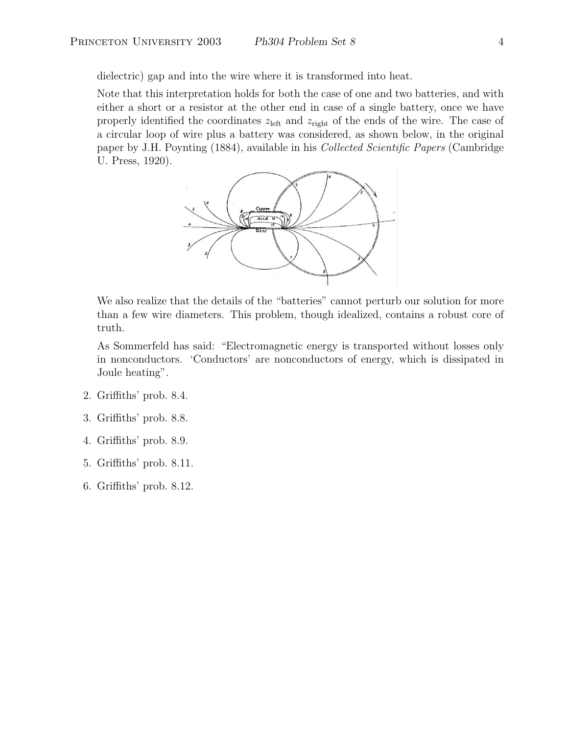dielectric) gap and into the wire where it is transformed into heat.

Note that this interpretation holds for both the case of one and two batteries, and with either a short or a resistor at the other end in case of a single battery, once we have properly identified the coordinates $z_{\mathrm{left}}$ and $z_{\mathrm{right}}$ of the ends of the wire. The case of a circular loop of wire plus a battery was considered, as shown below, in the original paper by J.H. Poynting (1884), available in his *Collected Scientific Papers* (Cambridge U. Press, 1920).

Copper
Acid
Zinc

We also realize that the details of the "batteries" cannot perturb our solution for more than a few wire diameters. This problem, though idealized, contains a robust core of truth.

As Sommerfeld has said: "Electromagnetic energy is transported without losses only in nonconductors. 'Conductors' are nonconductors of energy, which is dissipated in Joule heating".

2. Griffiths' prob. 8.4.
3. Griffiths' prob. 8.8.
4. Griffiths' prob. 8.9.
5. Griffiths' prob. 8.11.
6. Griffiths' prob. 8.12.